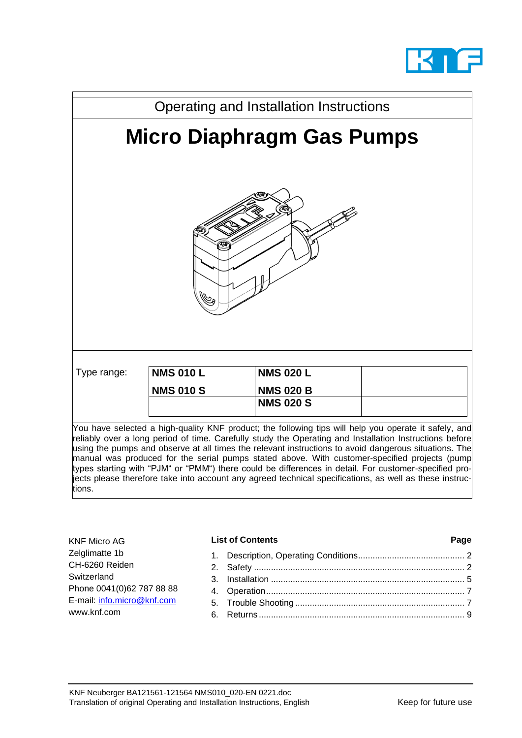Operating and Installation Instructions

# Micro Diaphragm Gas Pumps

| Type range: | NMS 010 L | NMS 020 L | |
|---|---|---|---|
| | NMS 010 S | NMS 020 B | |
| | | NMS 020 S | |

You have selected a high-quality KNF product; the following tips will help you operate it safely, and reliably over a long period of time. Carefully study the Operating and Installation Instructions before using the pumps and observe at all times the relevant instructions to avoid dangerous situations. The manual was produced for the serial pumps stated above. With customer-specified projects (pump types starting with "PJM" or "PMM") there could be differences in detail. For customer-specified projects please therefore take into account any agreed technical specifications, as well as these instructions.

KNF Micro AG
Zelglimatte 1b
CH-6260 Reiden
Switzerland
Phone 0041(0)62 787 88 88
E-mail: info.micro@knf.com
www.knf.com

**List of Contents** **Page**

1. Description, Operating Conditions ........ 2
2. Safety ........ 2
3. Installation ........ 5
4. Operation ........ 7
5. Trouble Shooting ........ 7
6. Returns ........ 9

KNF Neuberger BA121561-121564 NMS010_020-EN 0221.doc
Translation of original Operating and Installation Instructions, English

Keep for future use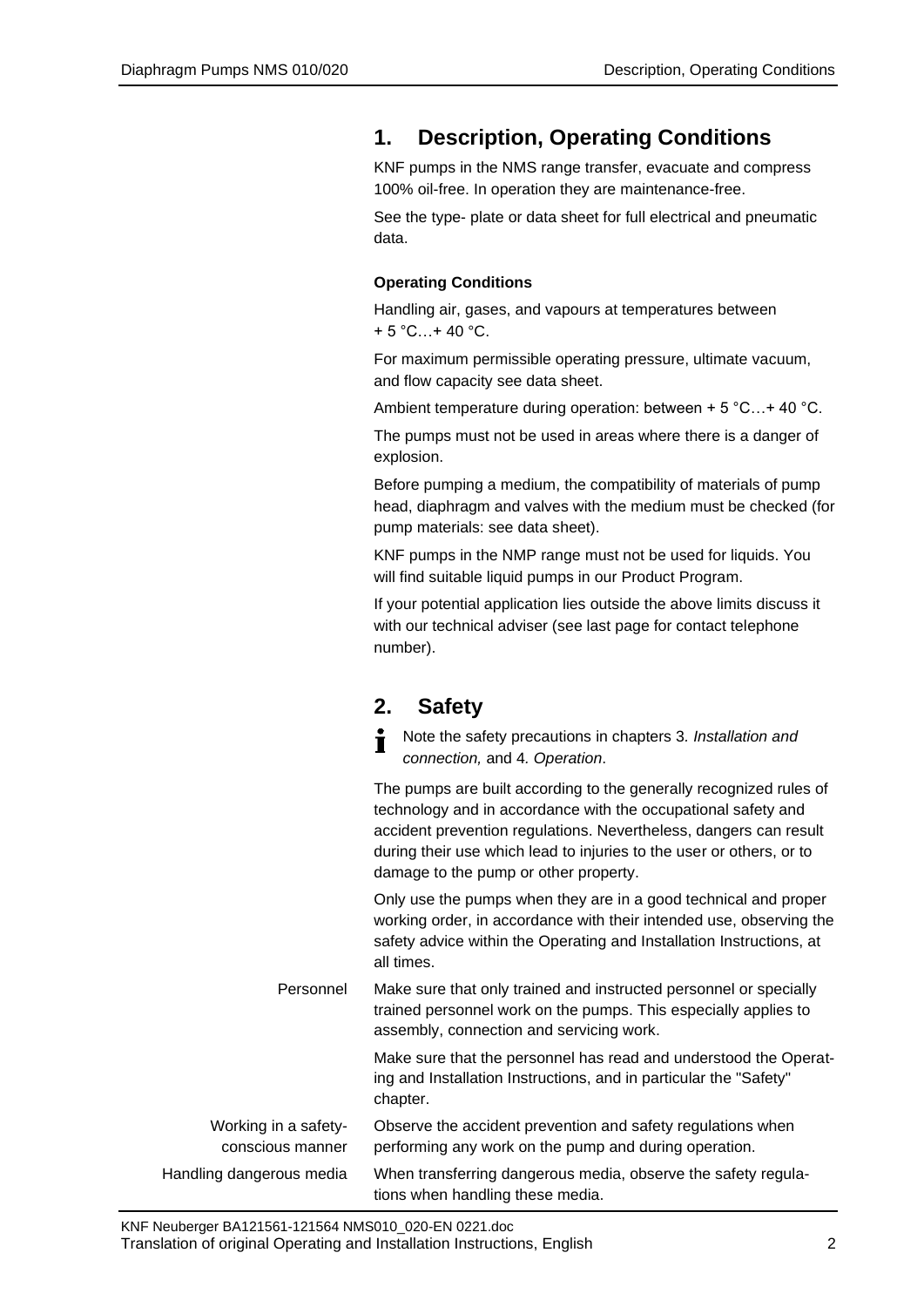## 1. Description, Operating Conditions

KNF pumps in the NMS range transfer, evacuate and compress 100% oil-free. In operation they are maintenance-free.

See the type- plate or data sheet for full electrical and pneumatic data.

**Operating Conditions**

Handling air, gases, and vapours at temperatures between + 5 °C…+ 40 °C.

For maximum permissible operating pressure, ultimate vacuum, and flow capacity see data sheet.

Ambient temperature during operation: between + 5 °C…+ 40 °C.

The pumps must not be used in areas where there is a danger of explosion.

Before pumping a medium, the compatibility of materials of pump head, diaphragm and valves with the medium must be checked (for pump materials: see data sheet).

KNF pumps in the NMP range must not be used for liquids. You will find suitable liquid pumps in our Product Program.

If your potential application lies outside the above limits discuss it with our technical adviser (see last page for contact telephone number).

## 2. Safety

Note the safety precautions in chapters 3. *Installation and connection,* and 4. *Operation*.

The pumps are built according to the generally recognized rules of technology and in accordance with the occupational safety and accident prevention regulations. Nevertheless, dangers can result during their use which lead to injuries to the user or others, or to damage to the pump or other property.

Only use the pumps when they are in a good technical and proper working order, in accordance with their intended use, observing the safety advice within the Operating and Installation Instructions, at all times.

**Personnel**

Make sure that only trained and instructed personnel or specially trained personnel work on the pumps. This especially applies to assembly, connection and servicing work.

Make sure that the personnel has read and understood the Operating and Installation Instructions, and in particular the "Safety" chapter.

**Working in a safety-conscious manner**

Observe the accident prevention and safety regulations when performing any work on the pump and during operation.

**Handling dangerous media**

When transferring dangerous media, observe the safety regulations when handling these media.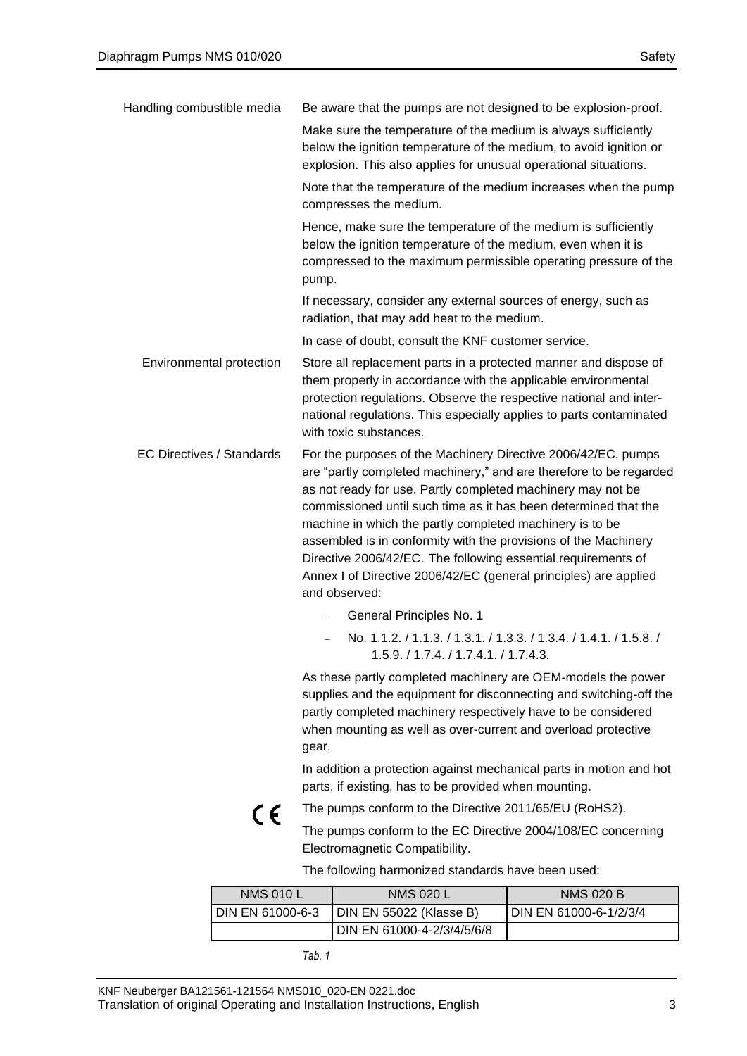**Handling combustible media**

Be aware that the pumps are not designed to be explosion-proof.

Make sure the temperature of the medium is always sufficiently below the ignition temperature of the medium, to avoid ignition or explosion. This also applies for unusual operational situations.

Note that the temperature of the medium increases when the pump compresses the medium.

Hence, make sure the temperature of the medium is sufficiently below the ignition temperature of the medium, even when it is compressed to the maximum permissible operating pressure of the pump.

If necessary, consider any external sources of energy, such as radiation, that may add heat to the medium.

In case of doubt, consult the KNF customer service.

**Environmental protection**

Store all replacement parts in a protected manner and dispose of them properly in accordance with the applicable environmental protection regulations. Observe the respective national and international regulations. This especially applies to parts contaminated with toxic substances.

**EC Directives / Standards**

For the purposes of the Machinery Directive 2006/42/EC, pumps are "partly completed machinery," and are therefore to be regarded as not ready for use. Partly completed machinery may not be commissioned until such time as it has been determined that the machine in which the partly completed machinery is to be assembled is in conformity with the provisions of the Machinery Directive 2006/42/EC. The following essential requirements of Annex I of Directive 2006/42/EC (general principles) are applied and observed:

- General Principles No. 1
- No. 1.1.2. / 1.1.3. / 1.3.1. / 1.3.3. / 1.3.4. / 1.4.1. / 1.5.8. / 1.5.9. / 1.7.4. / 1.7.4.1. / 1.7.4.3.

As these partly completed machinery are OEM-models the power supplies and the equipment for disconnecting and switching-off the partly completed machinery respectively have to be considered when mounting as well as over-current and overload protective gear.

In addition a protection against mechanical parts in motion and hot parts, if existing, has to be provided when mounting.

CE

The pumps conform to the Directive 2011/65/EU (RoHS2).

The pumps conform to the EC Directive 2004/108/EC concerning Electromagnetic Compatibility.

The following harmonized standards have been used:

| NMS 010 L | NMS 020 L | NMS 020 B |
| --- | --- | --- |
| DIN EN 61000-6-3 | DIN EN 55022 (Klasse B) | DIN EN 61000-6-1/2/3/4 |
| | DIN EN 61000-4-2/3/4/5/6/8 | |

*Tab. 1*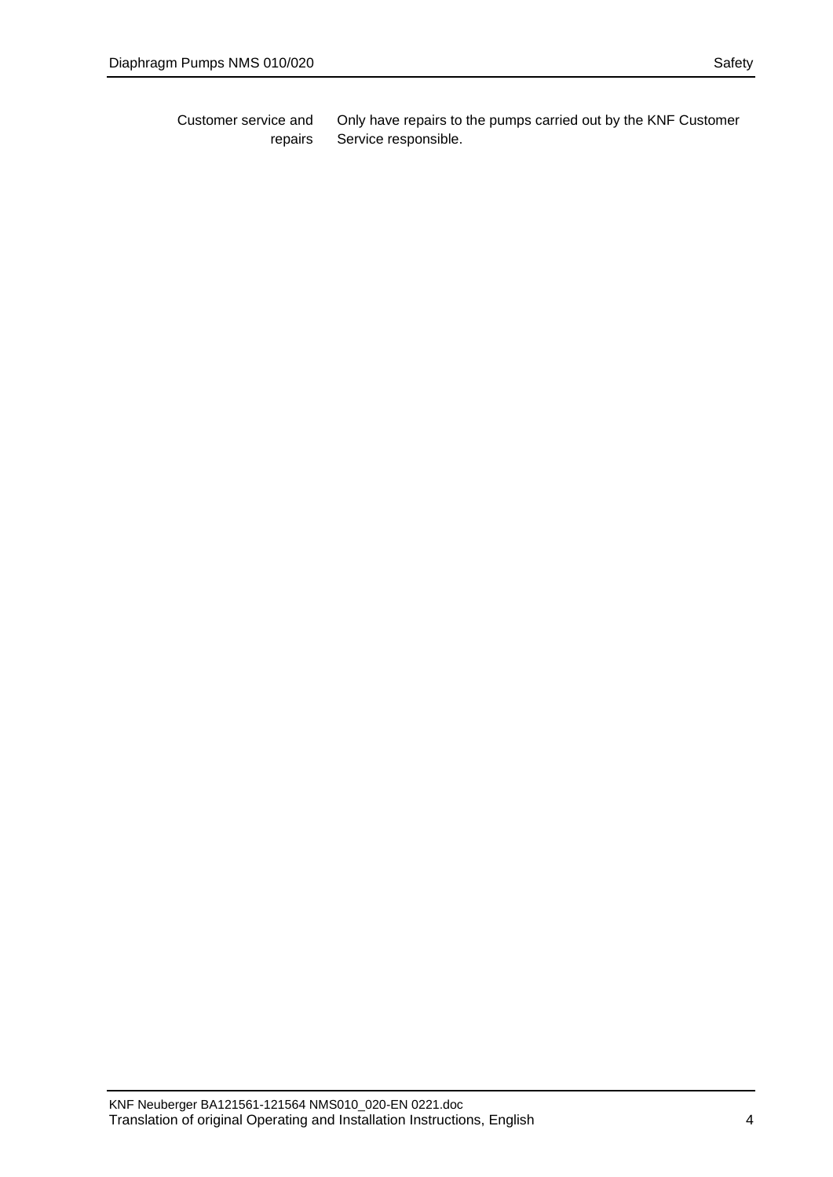Customer service and repairs

Only have repairs to the pumps carried out by the KNF Customer Service responsible.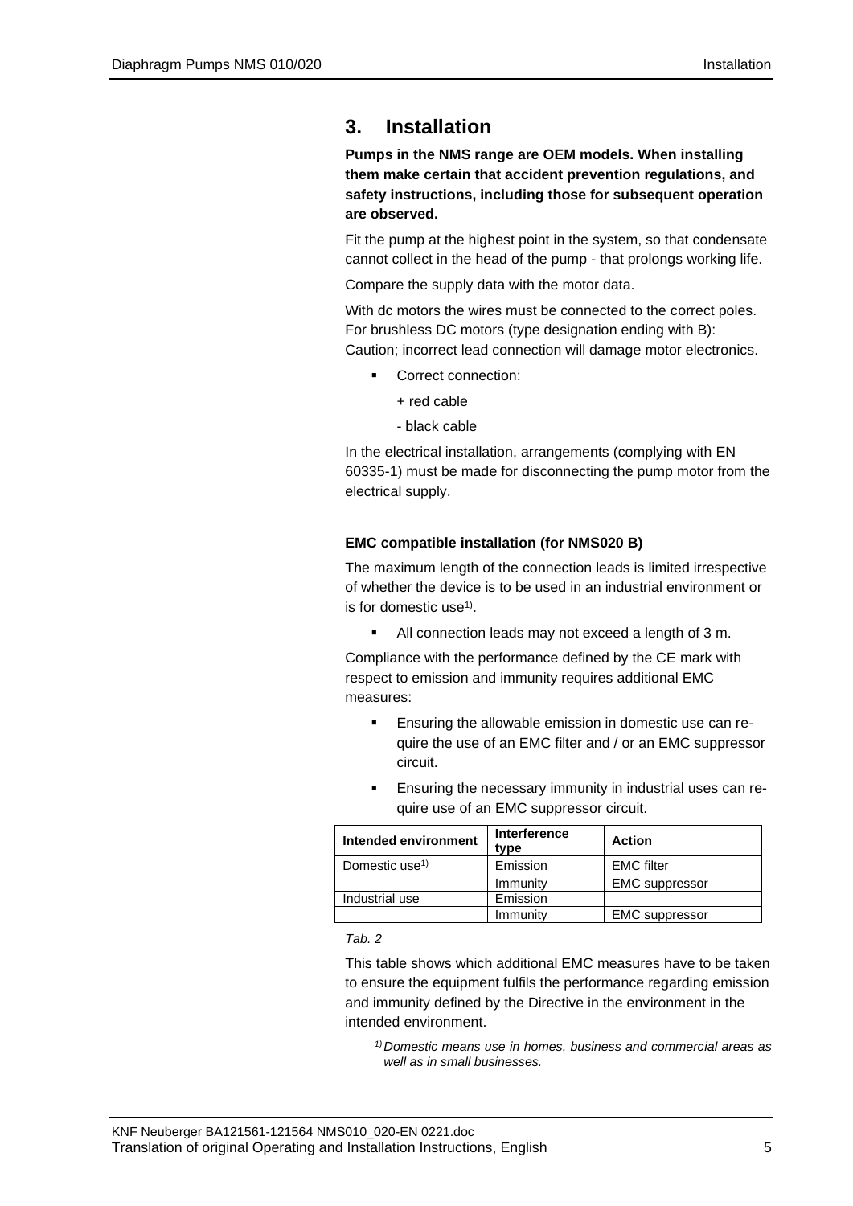# 3. Installation

**Pumps in the NMS range are OEM models. When installing them make certain that accident prevention regulations, and safety instructions, including those for subsequent operation are observed.**

Fit the pump at the highest point in the system, so that condensate cannot collect in the head of the pump - that prolongs working life.

Compare the supply data with the motor data.

With dc motors the wires must be connected to the correct poles. For brushless DC motors (type designation ending with B): Caution; incorrect lead connection will damage motor electronics.

- Correct connection:
  
  + red cable
  
  - black cable

In the electrical installation, arrangements (complying with EN 60335-1) must be made for disconnecting the pump motor from the electrical supply.

**EMC compatible installation (for NMS020 B)**

The maximum length of the connection leads is limited irrespective of whether the device is to be used in an industrial environment or is for domestic use[1)].

- All connection leads may not exceed a length of 3 m.

Compliance with the performance defined by the CE mark with respect to emission and immunity requires additional EMC measures:

- Ensuring the allowable emission in domestic use can require the use of an EMC filter and / or an EMC suppressor circuit.
- Ensuring the necessary immunity in industrial uses can require use of an EMC suppressor circuit.

| Intended environment | Interference type | Action |
|---|---|---|
| Domestic use[1)] | Emission | EMC filter |
| | Immunity | EMC suppressor |
| Industrial use | Emission | |
| | Immunity | EMC suppressor |

*Tab. 2*

This table shows which additional EMC measures have to be taken to ensure the equipment fulfils the performance regarding emission and immunity defined by the Directive in the environment in the intended environment.

*[1)] Domestic means use in homes, business and commercial areas as well as in small businesses.*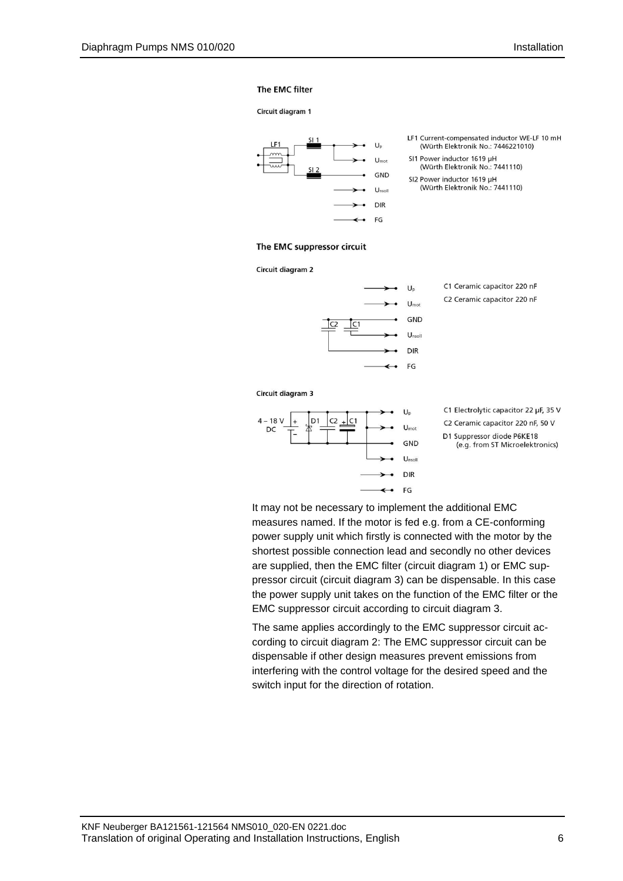### The EMC filter

**Circuit diagram 1**

LF1 Current-compensated inductor WE-LF 10 mH (Würth Elektronik No.: 7446221010)

SI1 Power inductor 1619 µH (Würth Elektronik No.: 7441110)

SI2 Power inductor 1619 µH (Würth Elektronik No.: 7441110)

### The EMC suppressor circuit

**Circuit diagram 2**

C1 Ceramic capacitor 220 nF

C2 Ceramic capacitor 220 nF

**Circuit diagram 3**

C1 Electrolytic capacitor 22 µF, 35 V

C2 Ceramic capacitor 220 nF, 50 V

D1 Suppressor diode P6KE18 (e.g. from ST Microelektronics)

It may not be necessary to implement the additional EMC measures named. If the motor is fed e.g. from a CE-conforming power supply unit which firstly is connected with the motor by the shortest possible connection lead and secondly no other devices are supplied, then the EMC filter (circuit diagram 1) or EMC suppressor circuit (circuit diagram 3) can be dispensable. In this case the power supply unit takes on the function of the EMC filter or the EMC suppressor circuit according to circuit diagram 3.

The same applies accordingly to the EMC suppressor circuit according to circuit diagram 2: The EMC suppressor circuit can be dispensable if other design measures prevent emissions from interfering with the control voltage for the desired speed and the switch input for the direction of rotation.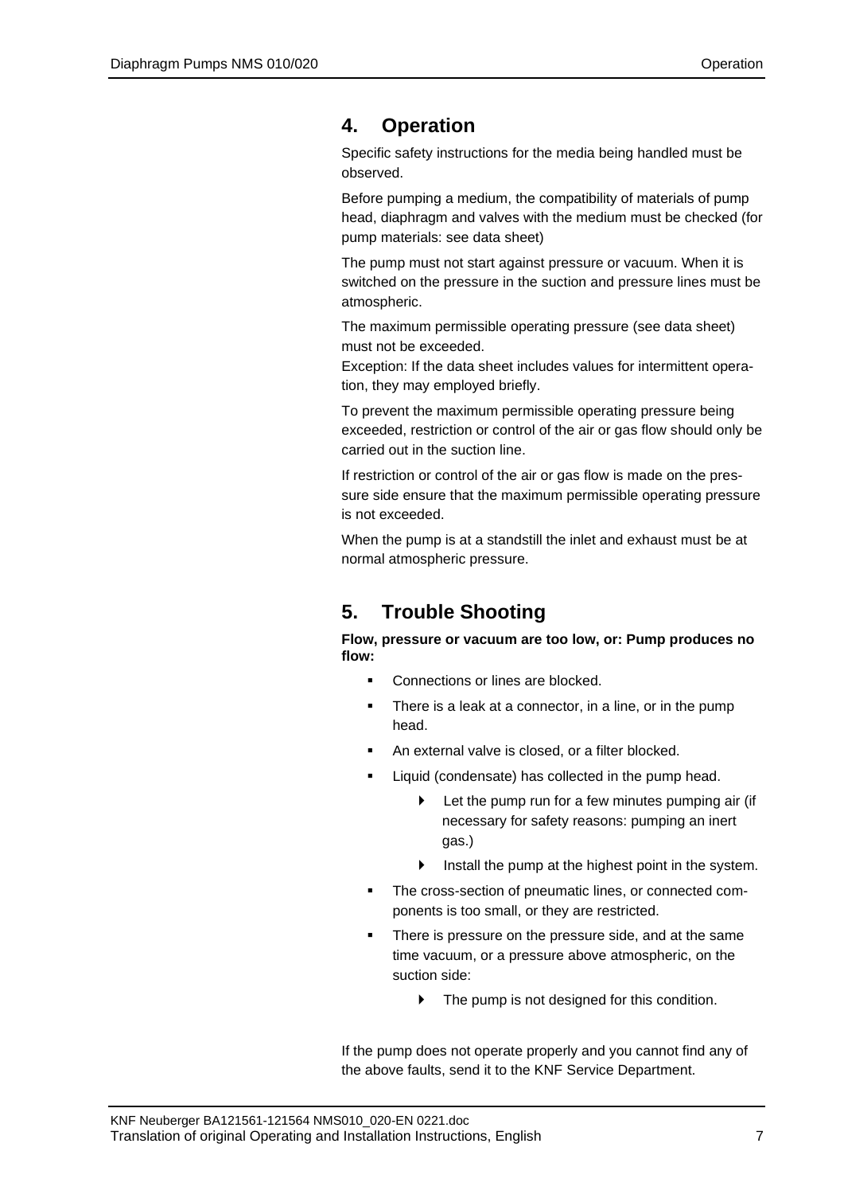## 4. Operation

Specific safety instructions for the media being handled must be observed.

Before pumping a medium, the compatibility of materials of pump head, diaphragm and valves with the medium must be checked (for pump materials: see data sheet)

The pump must not start against pressure or vacuum. When it is switched on the pressure in the suction and pressure lines must be atmospheric.

The maximum permissible operating pressure (see data sheet) must not be exceeded.
Exception: If the data sheet includes values for intermittent operation, they may employed briefly.

To prevent the maximum permissible operating pressure being exceeded, restriction or control of the air or gas flow should only be carried out in the suction line.

If restriction or control of the air or gas flow is made on the pressure side ensure that the maximum permissible operating pressure is not exceeded.

When the pump is at a standstill the inlet and exhaust must be at normal atmospheric pressure.

## 5. Trouble Shooting

**Flow, pressure or vacuum are too low, or: Pump produces no flow:**

- Connections or lines are blocked.
- There is a leak at a connector, in a line, or in the pump head.
- An external valve is closed, or a filter blocked.
- Liquid (condensate) has collected in the pump head.
  - Let the pump run for a few minutes pumping air (if necessary for safety reasons: pumping an inert gas.)
  - Install the pump at the highest point in the system.
- The cross-section of pneumatic lines, or connected components is too small, or they are restricted.
- There is pressure on the pressure side, and at the same time vacuum, or a pressure above atmospheric, on the suction side:
  - The pump is not designed for this condition.

If the pump does not operate properly and you cannot find any of the above faults, send it to the KNF Service Department.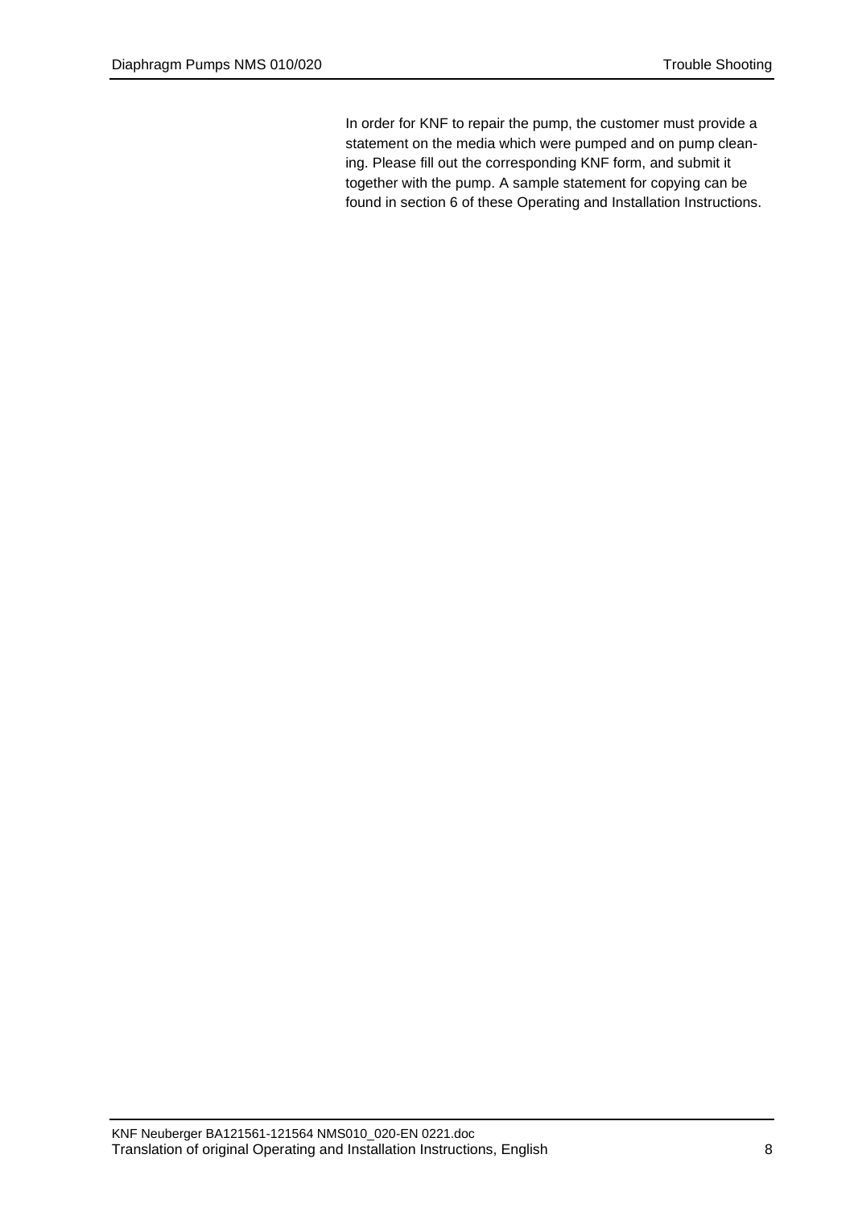In order for KNF to repair the pump, the customer must provide a statement on the media which were pumped and on pump cleaning. Please fill out the corresponding KNF form, and submit it together with the pump. A sample statement for copying can be found in section 6 of these Operating and Installation Instructions.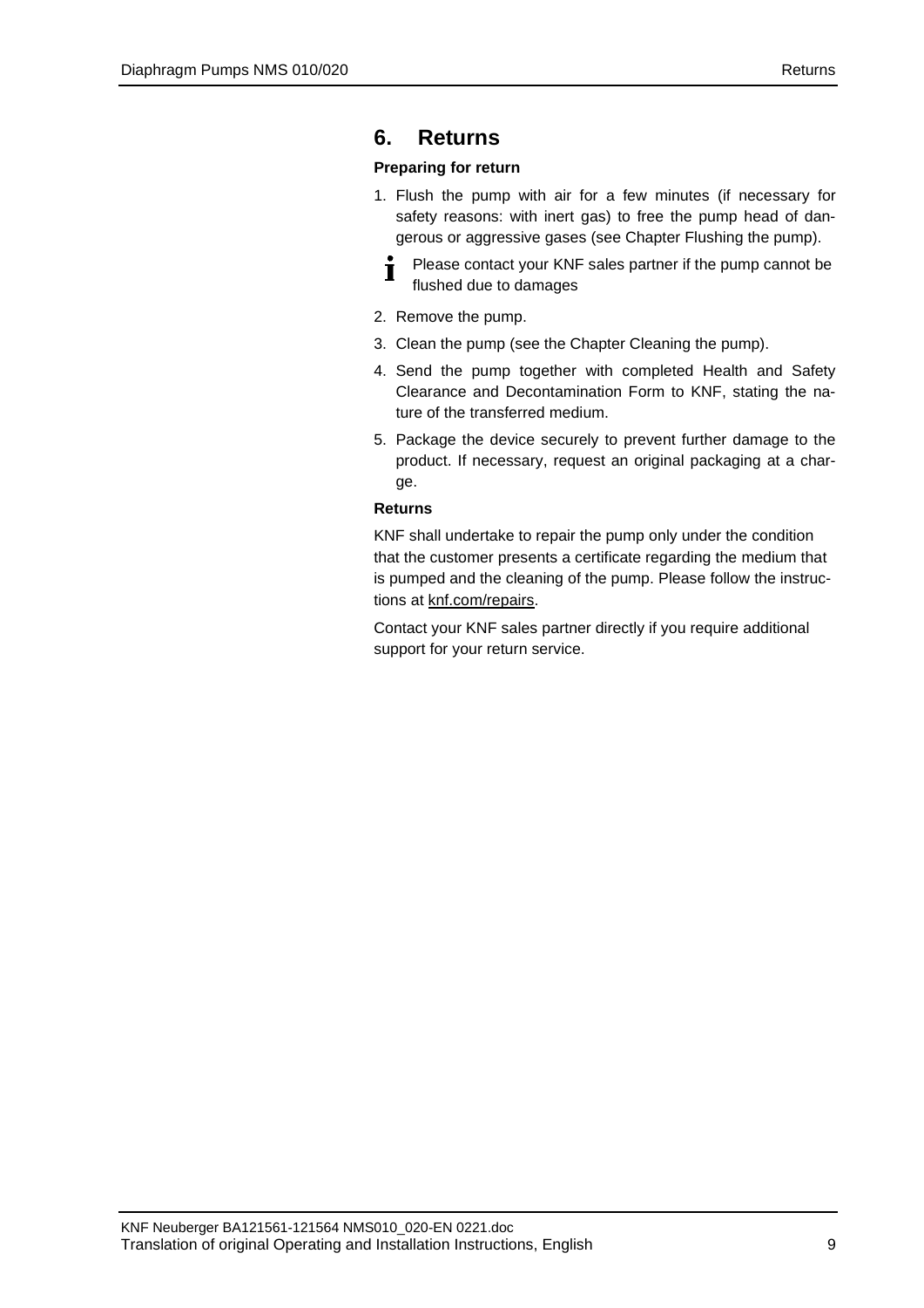# 6. Returns

**Preparing for return**

1. Flush the pump with air for a few minutes (if necessary for safety reasons: with inert gas) to free the pump head of dangerous or aggressive gases (see Chapter Flushing the pump).

   Please contact your KNF sales partner if the pump cannot be flushed due to damages

2. Remove the pump.
3. Clean the pump (see the Chapter Cleaning the pump).
4. Send the pump together with completed Health and Safety Clearance and Decontamination Form to KNF, stating the nature of the transferred medium.
5. Package the device securely to prevent further damage to the product. If necessary, request an original packaging at a charge.

**Returns**

KNF shall undertake to repair the pump only under the condition that the customer presents a certificate regarding the medium that is pumped and the cleaning of the pump. Please follow the instructions at knf.com/repairs.

Contact your KNF sales partner directly if you require additional support for your return service.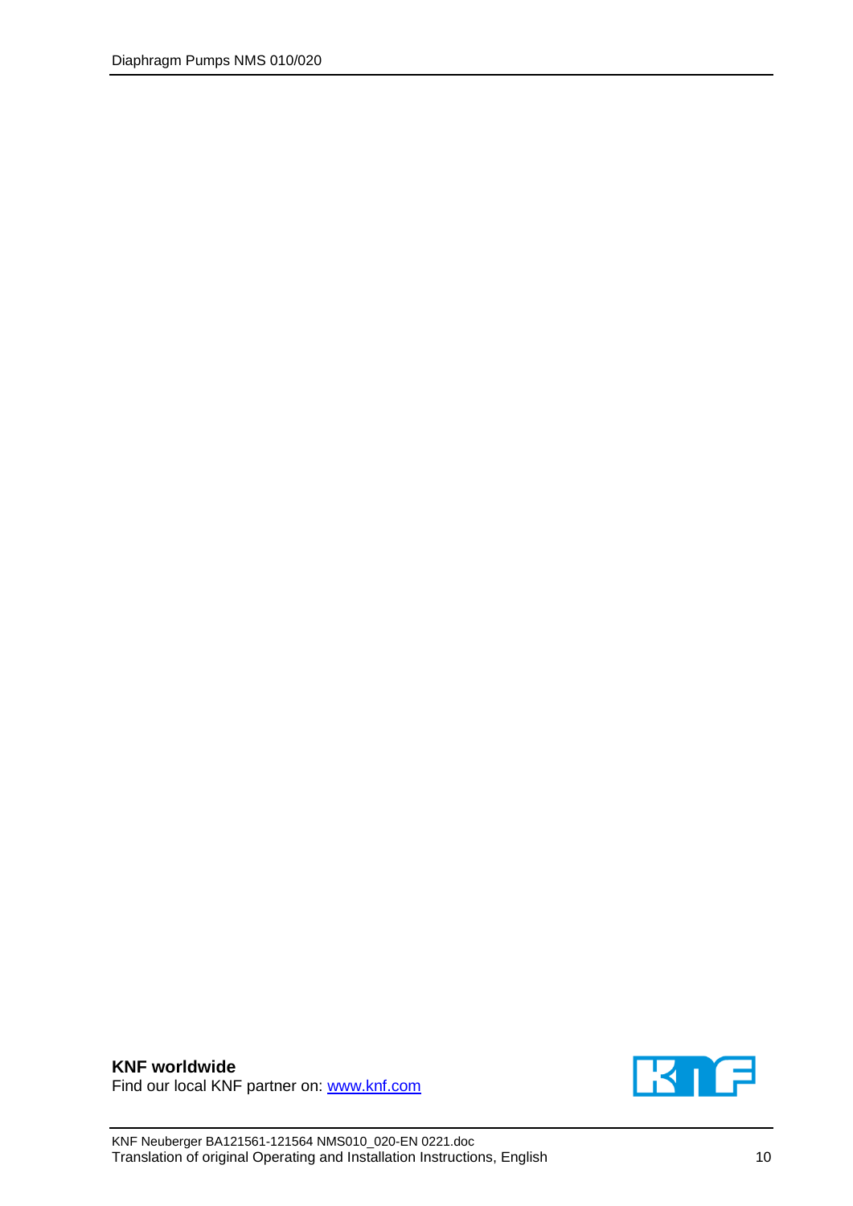**KNF worldwide**

Find our local KNF partner on: [www.knf.com](http://www.knf.com)

KNF Neuberger BA121561-121564 NMS010_020-EN 0221.doc

Translation of original Operating and Installation Instructions, English